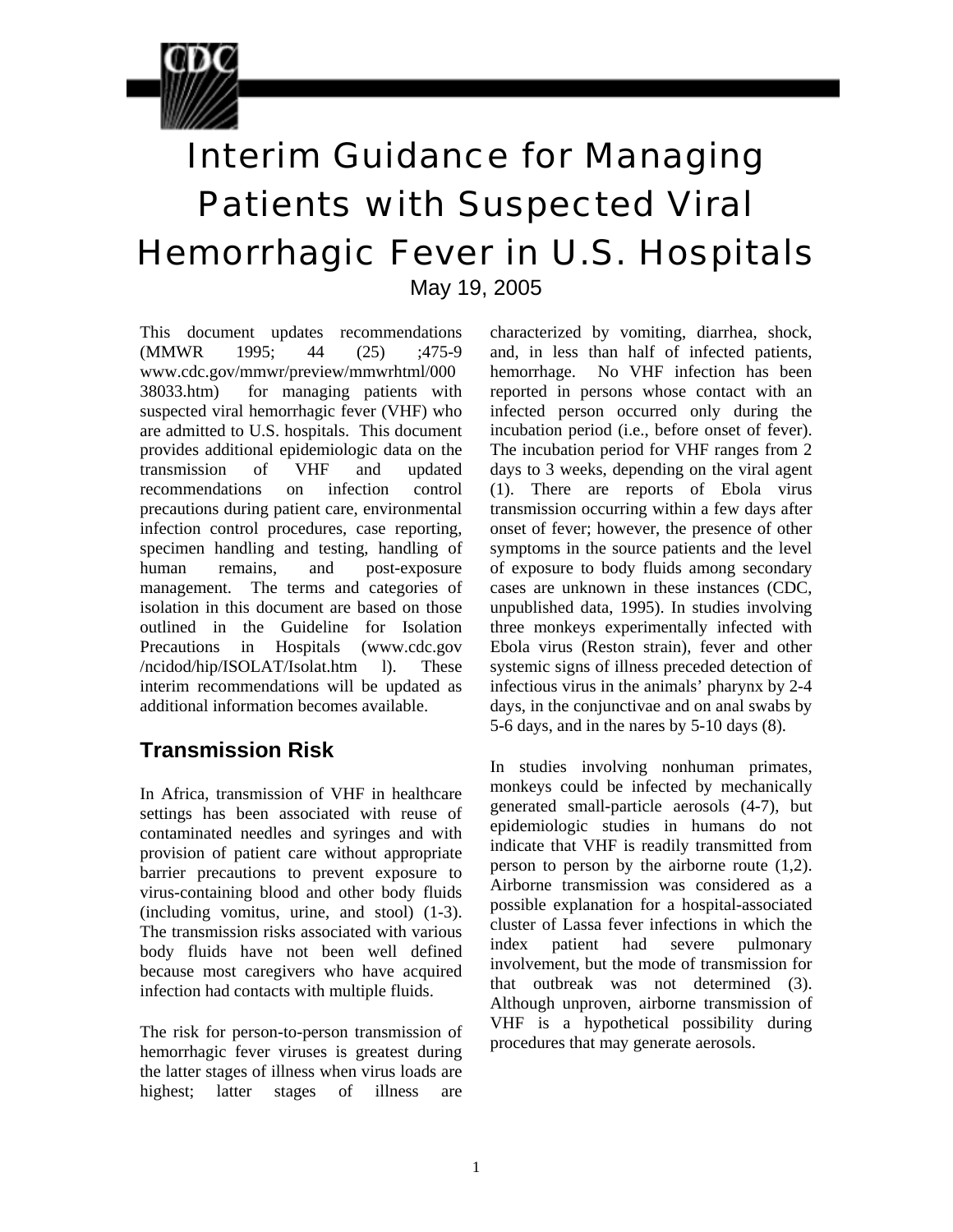# Interim Guidance for Managing Patients with Suspected Viral Hemorrhagic Fever in U.S. Hospitals

May 19, 2005

This document updates recommendations (MMWR 1995; 44 (25) ;475-9 www.cdc.gov/mmwr/preview/mmwrhtml/00038033.htm) for managing patients with suspected viral hemorrhagic fever (VHF) who are admitted to U.S. hospitals. This document provides additional epidemiologic data on the transmission of VHF and updated recommendations on infection control precautions during patient care, environmental infection control procedures, case reporting, specimen handling and testing, handling of human remains, and post-exposure management. The terms and categories of isolation in this document are based on those outlined in the Guideline for Isolation Precautions in Hospitals (www.cdc.gov/ncidod/hip/ISOLAT/Isolat.htm l). These interim recommendations will be updated as additional information becomes available.

## Transmission Risk

In Africa, transmission of VHF in healthcare settings has been associated with reuse of contaminated needles and syringes and with provision of patient care without appropriate barrier precautions to prevent exposure to virus-containing blood and other body fluids (including vomitus, urine, and stool) (1-3). The transmission risks associated with various body fluids have not been well defined because most caregivers who have acquired infection had contacts with multiple fluids.

The risk for person-to-person transmission of hemorrhagic fever viruses is greatest during the latter stages of illness when virus loads are highest; latter stages of illness are characterized by vomiting, diarrhea, shock, and, in less than half of infected patients, hemorrhage. No VHF infection has been reported in persons whose contact with an infected person occurred only during the incubation period (i.e., before onset of fever). The incubation period for VHF ranges from 2 days to 3 weeks, depending on the viral agent (1). There are reports of Ebola virus transmission occurring within a few days after onset of fever; however, the presence of other symptoms in the source patients and the level of exposure to body fluids among secondary cases are unknown in these instances (CDC, unpublished data, 1995). In studies involving three monkeys experimentally infected with Ebola virus (Reston strain), fever and other systemic signs of illness preceded detection of infectious virus in the animals' pharynx by 2-4 days, in the conjunctivae and on anal swabs by 5-6 days, and in the nares by 5-10 days (8).

In studies involving nonhuman primates, monkeys could be infected by mechanically generated small-particle aerosols (4-7), but epidemiologic studies in humans do not indicate that VHF is readily transmitted from person to person by the airborne route (1,2). Airborne transmission was considered as a possible explanation for a hospital-associated cluster of Lassa fever infections in which the index patient had severe pulmonary involvement, but the mode of transmission for that outbreak was not determined (3). Although unproven, airborne transmission of VHF is a hypothetical possibility during procedures that may generate aerosols.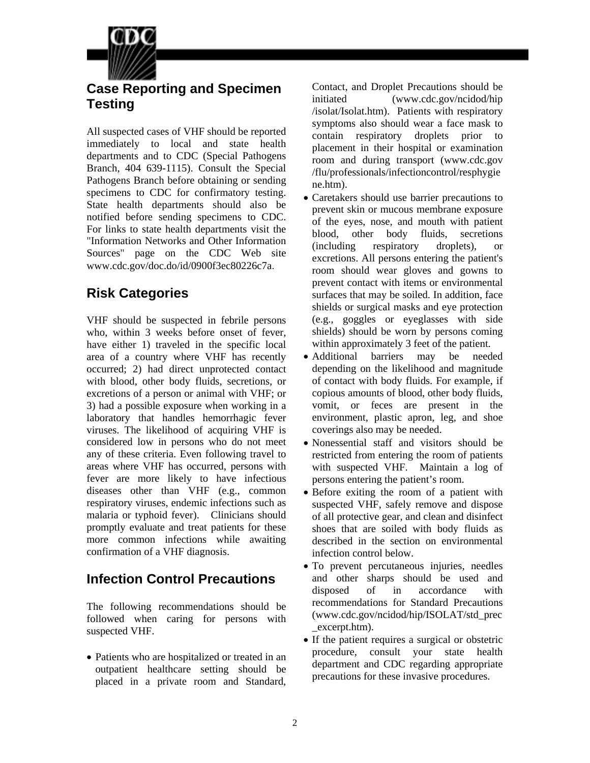## Case Reporting and Specimen Testing

All suspected cases of VHF should be reported immediately to local and state health departments and to CDC (Special Pathogens Branch, 404 639-1115). Consult the Special Pathogens Branch before obtaining or sending specimens to CDC for confirmatory testing. State health departments should also be notified before sending specimens to CDC. For links to state health departments visit the "Information Networks and Other Information Sources" page on the CDC Web site www.cdc.gov/doc.do/id/0900f3ec80226c7a.

## Risk Categories

VHF should be suspected in febrile persons who, within 3 weeks before onset of fever, have either 1) traveled in the specific local area of a country where VHF has recently occurred; 2) had direct unprotected contact with blood, other body fluids, secretions, or excretions of a person or animal with VHF; or 3) had a possible exposure when working in a laboratory that handles hemorrhagic fever viruses. The likelihood of acquiring VHF is considered low in persons who do not meet any of these criteria. Even following travel to areas where VHF has occurred, persons with fever are more likely to have infectious diseases other than VHF (e.g., common respiratory viruses, endemic infections such as malaria or typhoid fever). Clinicians should promptly evaluate and treat patients for these more common infections while awaiting confirmation of a VHF diagnosis.

## Infection Control Precautions

The following recommendations should be followed when caring for persons with suspected VHF.

- Patients who are hospitalized or treated in an outpatient healthcare setting should be placed in a private room and Standard, Contact, and Droplet Precautions should be initiated (www.cdc.gov/ncidod/hip/isolat/Isolat.htm). Patients with respiratory symptoms also should wear a face mask to contain respiratory droplets prior to placement in their hospital or examination room and during transport (www.cdc.gov/flu/professionals/infectioncontrol/resphygiene.htm).
- Caretakers should use barrier precautions to prevent skin or mucous membrane exposure of the eyes, nose, and mouth with patient blood, other body fluids, secretions (including respiratory droplets), or excretions. All persons entering the patient's room should wear gloves and gowns to prevent contact with items or environmental surfaces that may be soiled. In addition, face shields or surgical masks and eye protection (e.g., goggles or eyeglasses with side shields) should be worn by persons coming within approximately 3 feet of the patient.
- Additional barriers may be needed depending on the likelihood and magnitude of contact with body fluids. For example, if copious amounts of blood, other body fluids, vomit, or feces are present in the environment, plastic apron, leg, and shoe coverings also may be needed.
- Nonessential staff and visitors should be restricted from entering the room of patients with suspected VHF. Maintain a log of persons entering the patient's room.
- Before exiting the room of a patient with suspected VHF, safely remove and dispose of all protective gear, and clean and disinfect shoes that are soiled with body fluids as described in the section on environmental infection control below.
- To prevent percutaneous injuries, needles and other sharps should be used and disposed of in accordance with recommendations for Standard Precautions (www.cdc.gov/ncidod/hip/ISOLAT/std_prec_excerpt.htm).
- If the patient requires a surgical or obstetric procedure, consult your state health department and CDC regarding appropriate precautions for these invasive procedures.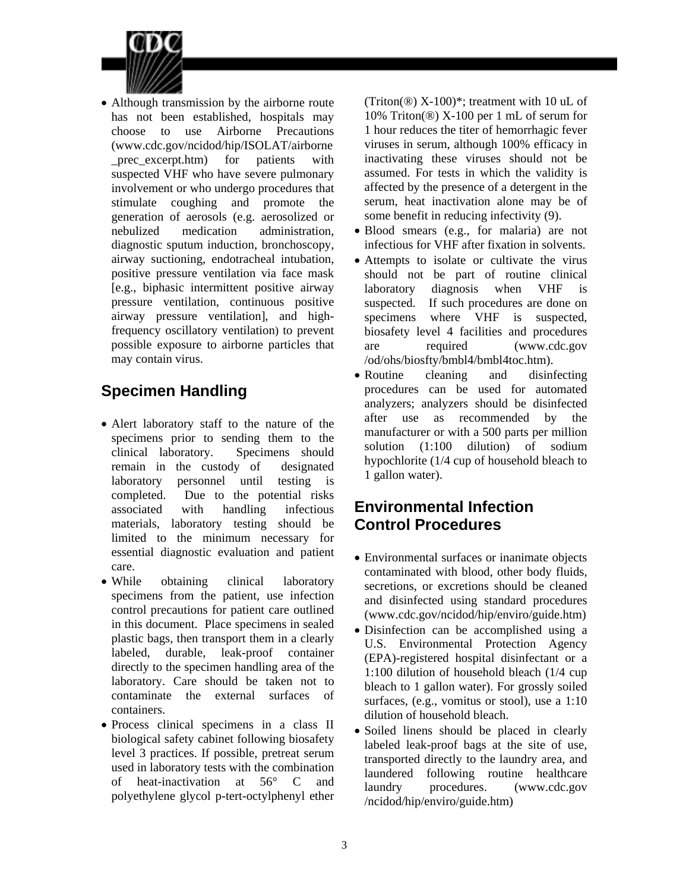- Although transmission by the airborne route has not been established, hospitals may choose to use Airborne Precautions (www.cdc.gov/ncidod/hip/ISOLAT/airborne_prec_excerpt.htm) for patients with suspected VHF who have severe pulmonary involvement or who undergo procedures that stimulate coughing and promote the generation of aerosols (e.g. aerosolized or nebulized medication administration, diagnostic sputum induction, bronchoscopy, airway suctioning, endotracheal intubation, positive pressure ventilation via face mask [e.g., biphasic intermittent positive airway pressure ventilation, continuous positive airway pressure ventilation], and high-frequency oscillatory ventilation) to prevent possible exposure to airborne particles that may contain virus.

## Specimen Handling

- Alert laboratory staff to the nature of the specimens prior to sending them to the clinical laboratory. Specimens should remain in the custody of designated laboratory personnel until testing is completed. Due to the potential risks associated with handling infectious materials, laboratory testing should be limited to the minimum necessary for essential diagnostic evaluation and patient care.
- While obtaining clinical laboratory specimens from the patient, use infection control precautions for patient care outlined in this document. Place specimens in sealed plastic bags, then transport them in a clearly labeled, durable, leak-proof container directly to the specimen handling area of the laboratory. Care should be taken not to contaminate the external surfaces of containers.
- Process clinical specimens in a class II biological safety cabinet following biosafety level 3 practices. If possible, pretreat serum used in laboratory tests with the combination of heat-inactivation at 56° C and polyethylene glycol p-tert-octylphenyl ether (Triton(®) X-100)*; treatment with 10 uL of 10% Triton(®) X-100 per 1 mL of serum for 1 hour reduces the titer of hemorrhagic fever viruses in serum, although 100% efficacy in inactivating these viruses should not be assumed. For tests in which the validity is affected by the presence of a detergent in the serum, heat inactivation alone may be of some benefit in reducing infectivity (9).
- Blood smears (e.g., for malaria) are not infectious for VHF after fixation in solvents.
- Attempts to isolate or cultivate the virus should not be part of routine clinical laboratory diagnosis when VHF is suspected. If such procedures are done on specimens where VHF is suspected, biosafety level 4 facilities and procedures are required (www.cdc.gov/od/ohs/biosfty/bmbl4/bmbl4toc.htm).
- Routine cleaning and disinfecting procedures can be used for automated analyzers; analyzers should be disinfected after use as recommended by the manufacturer or with a 500 parts per million solution (1:100 dilution) of sodium hypochlorite (1/4 cup of household bleach to 1 gallon water).

## Environmental Infection Control Procedures

- Environmental surfaces or inanimate objects contaminated with blood, other body fluids, secretions, or excretions should be cleaned and disinfected using standard procedures (www.cdc.gov/ncidod/hip/enviro/guide.htm)
- Disinfection can be accomplished using a U.S. Environmental Protection Agency (EPA)-registered hospital disinfectant or a 1:100 dilution of household bleach (1/4 cup bleach to 1 gallon water). For grossly soiled surfaces, (e.g., vomitus or stool), use a 1:10 dilution of household bleach.
- Soiled linens should be placed in clearly labeled leak-proof bags at the site of use, transported directly to the laundry area, and laundered following routine healthcare laundry procedures. (www.cdc.gov/ncidod/hip/enviro/guide.htm)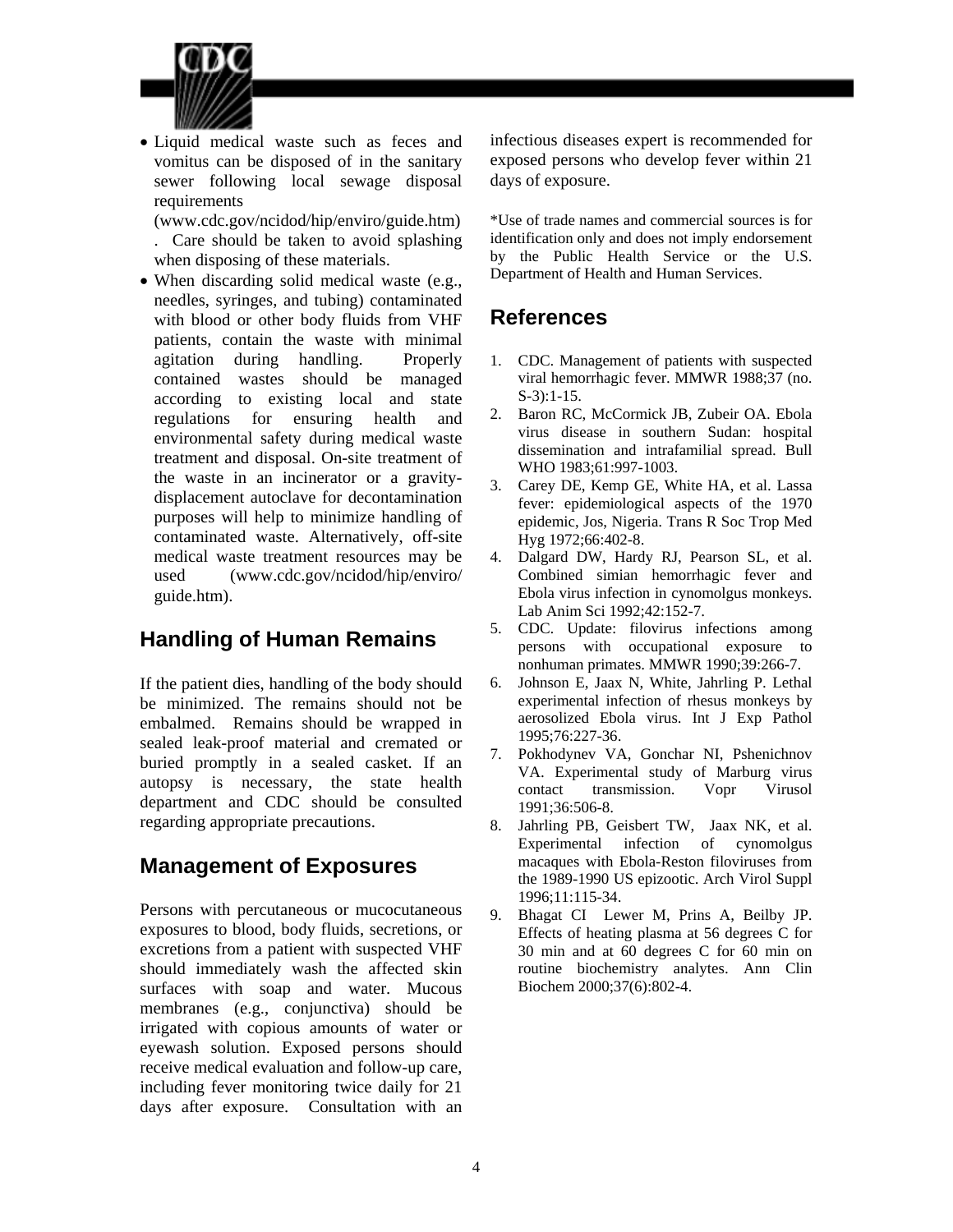- Liquid medical waste such as feces and vomitus can be disposed of in the sanitary sewer following local sewage disposal requirements (www.cdc.gov/ncidod/hip/enviro/guide.htm). Care should be taken to avoid splashing when disposing of these materials.
- When discarding solid medical waste (e.g., needles, syringes, and tubing) contaminated with blood or other body fluids from VHF patients, contain the waste with minimal agitation during handling. Properly contained wastes should be managed according to existing local and state regulations for ensuring health and environmental safety during medical waste treatment and disposal. On-site treatment of the waste in an incinerator or a gravity-displacement autoclave for decontamination purposes will help to minimize handling of contaminated waste. Alternatively, off-site medical waste treatment resources may be used (www.cdc.gov/ncidod/hip/enviro/guide.htm).

## Handling of Human Remains

If the patient dies, handling of the body should be minimized. The remains should not be embalmed. Remains should be wrapped in sealed leak-proof material and cremated or buried promptly in a sealed casket. If an autopsy is necessary, the state health department and CDC should be consulted regarding appropriate precautions.

## Management of Exposures

Persons with percutaneous or mucocutaneous exposures to blood, body fluids, secretions, or excretions from a patient with suspected VHF should immediately wash the affected skin surfaces with soap and water. Mucous membranes (e.g., conjunctiva) should be irrigated with copious amounts of water or eyewash solution. Exposed persons should receive medical evaluation and follow-up care, including fever monitoring twice daily for 21 days after exposure. Consultation with an infectious diseases expert is recommended for exposed persons who develop fever within 21 days of exposure.

*Use of trade names and commercial sources is for identification only and does not imply endorsement by the Public Health Service or the U.S. Department of Health and Human Services.

## References

1. CDC. Management of patients with suspected viral hemorrhagic fever. MMWR 1988;37 (no. S-3):1-15.
2. Baron RC, McCormick JB, Zubeir OA. Ebola virus disease in southern Sudan: hospital dissemination and intrafamilial spread. Bull WHO 1983;61:997-1003.
3. Carey DE, Kemp GE, White HA, et al. Lassa fever: epidemiological aspects of the 1970 epidemic, Jos, Nigeria. Trans R Soc Trop Med Hyg 1972;66:402-8.
4. Dalgard DW, Hardy RJ, Pearson SL, et al. Combined simian hemorrhagic fever and Ebola virus infection in cynomolgus monkeys. Lab Anim Sci 1992;42:152-7.
5. CDC. Update: filovirus infections among persons with occupational exposure to nonhuman primates. MMWR 1990;39:266-7.
6. Johnson E, Jaax N, White, Jahrling P. Lethal experimental infection of rhesus monkeys by aerosolized Ebola virus. Int J Exp Pathol 1995;76:227-36.
7. Pokhodynev VA, Gonchar NI, Pshenichnov VA. Experimental study of Marburg virus contact transmission. Vopr Virusol 1991;36:506-8.
8. Jahrling PB, Geisbert TW, Jaax NK, et al. Experimental infection of cynomolgus macaques with Ebola-Reston filoviruses from the 1989-1990 US epizootic. Arch Virol Suppl 1996;11:115-34.
9. Bhagat CI Lewer M, Prins A, Beilby JP. Effects of heating plasma at 56 degrees C for 30 min and at 60 degrees C for 60 min on routine biochemistry analytes. Ann Clin Biochem 2000;37(6):802-4.